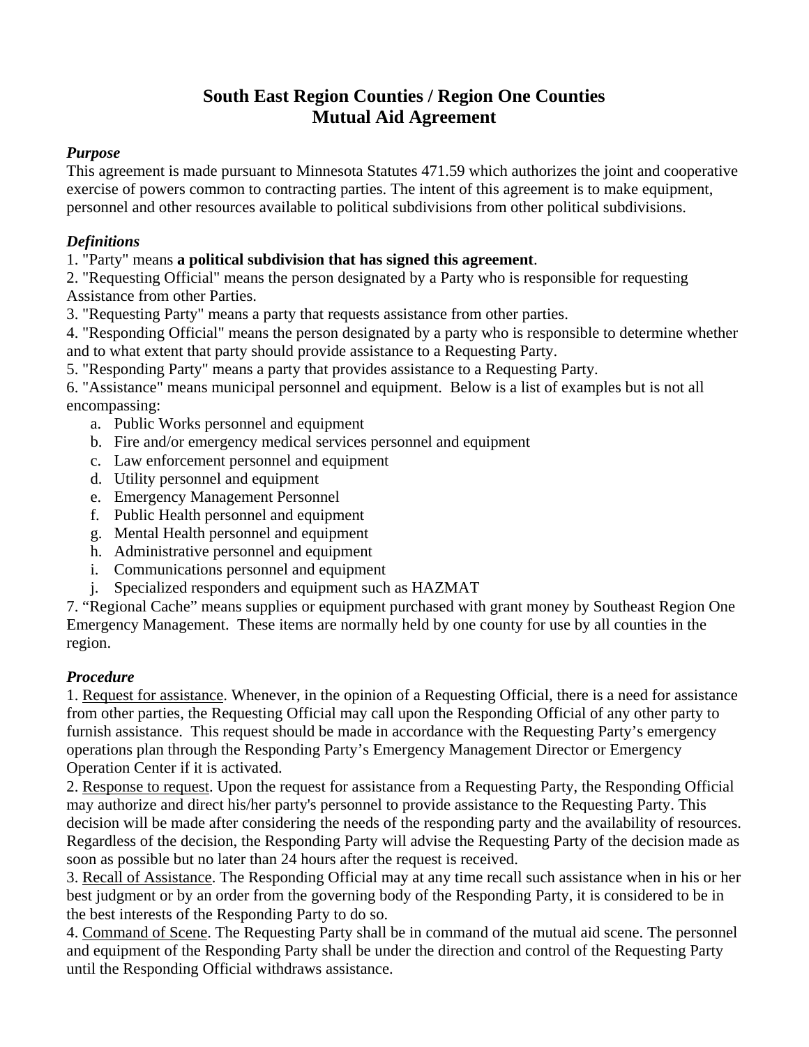# South East Region Counties / Region One Counties
# Mutual Aid Agreement

### *Purpose*

This agreement is made pursuant to Minnesota Statutes 471.59 which authorizes the joint and cooperative exercise of powers common to contracting parties. The intent of this agreement is to make equipment, personnel and other resources available to political subdivisions from other political subdivisions.

### *Definitions*

1. "Party" means **a political subdivision that has signed this agreement**.
2. "Requesting Official" means the person designated by a Party who is responsible for requesting Assistance from other Parties.
3. "Requesting Party" means a party that requests assistance from other parties.
4. "Responding Official" means the person designated by a party who is responsible to determine whether and to what extent that party should provide assistance to a Requesting Party.
5. "Responding Party" means a party that provides assistance to a Requesting Party.
6. "Assistance" means municipal personnel and equipment. Below is a list of examples but is not all encompassing:
   a. Public Works personnel and equipment
   b. Fire and/or emergency medical services personnel and equipment
   c. Law enforcement personnel and equipment
   d. Utility personnel and equipment
   e. Emergency Management Personnel
   f. Public Health personnel and equipment
   g. Mental Health personnel and equipment
   h. Administrative personnel and equipment
   i. Communications personnel and equipment
   j. Specialized responders and equipment such as HAZMAT
7. "Regional Cache" means supplies or equipment purchased with grant money by Southeast Region One Emergency Management. These items are normally held by one county for use by all counties in the region.

### *Procedure*

1. <u>Request for assistance</u>. Whenever, in the opinion of a Requesting Official, there is a need for assistance from other parties, the Requesting Official may call upon the Responding Official of any other party to furnish assistance. This request should be made in accordance with the Requesting Party's emergency operations plan through the Responding Party's Emergency Management Director or Emergency Operation Center if it is activated.
2. <u>Response to request</u>. Upon the request for assistance from a Requesting Party, the Responding Official may authorize and direct his/her party's personnel to provide assistance to the Requesting Party. This decision will be made after considering the needs of the responding party and the availability of resources. Regardless of the decision, the Responding Party will advise the Requesting Party of the decision made as soon as possible but no later than 24 hours after the request is received.
3. <u>Recall of Assistance</u>. The Responding Official may at any time recall such assistance when in his or her best judgment or by an order from the governing body of the Responding Party, it is considered to be in the best interests of the Responding Party to do so.
4. <u>Command of Scene</u>. The Requesting Party shall be in command of the mutual aid scene. The personnel and equipment of the Responding Party shall be under the direction and control of the Requesting Party until the Responding Official withdraws assistance.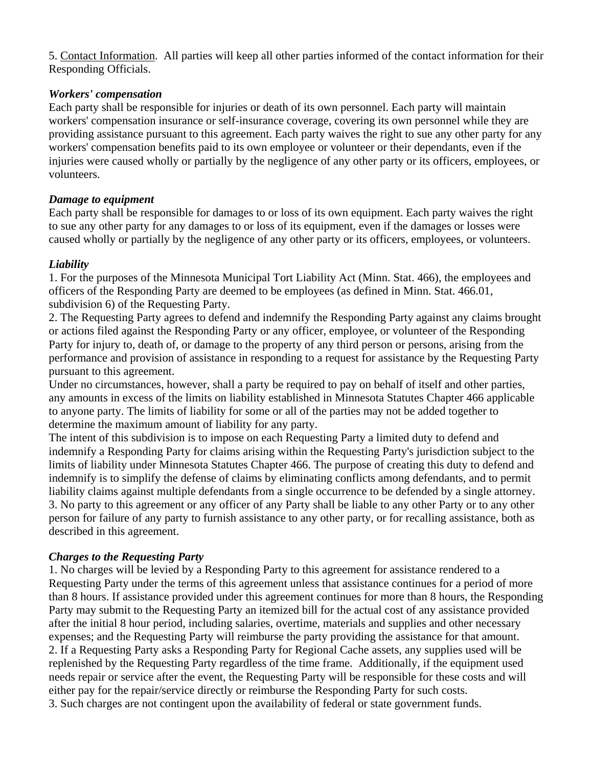5. Contact Information.  All parties will keep all other parties informed of the contact information for their Responding Officials.

### *Workers' compensation*

Each party shall be responsible for injuries or death of its own personnel. Each party will maintain workers' compensation insurance or self-insurance coverage, covering its own personnel while they are providing assistance pursuant to this agreement. Each party waives the right to sue any other party for any workers' compensation benefits paid to its own employee or volunteer or their dependants, even if the injuries were caused wholly or partially by the negligence of any other party or its officers, employees, or volunteers.

### *Damage to equipment*

Each party shall be responsible for damages to or loss of its own equipment. Each party waives the right to sue any other party for any damages to or loss of its equipment, even if the damages or losses were caused wholly or partially by the negligence of any other party or its officers, employees, or volunteers.

### *Liability*

1. For the purposes of the Minnesota Municipal Tort Liability Act (Minn. Stat. 466), the employees and officers of the Responding Party are deemed to be employees (as defined in Minn. Stat. 466.01, subdivision 6) of the Requesting Party.
2. The Requesting Party agrees to defend and indemnify the Responding Party against any claims brought or actions filed against the Responding Party or any officer, employee, or volunteer of the Responding Party for injury to, death of, or damage to the property of any third person or persons, arising from the performance and provision of assistance in responding to a request for assistance by the Requesting Party pursuant to this agreement.

Under no circumstances, however, shall a party be required to pay on behalf of itself and other parties, any amounts in excess of the limits on liability established in Minnesota Statutes Chapter 466 applicable to anyone party. The limits of liability for some or all of the parties may not be added together to determine the maximum amount of liability for any party.

The intent of this subdivision is to impose on each Requesting Party a limited duty to defend and indemnify a Responding Party for claims arising within the Requesting Party's jurisdiction subject to the limits of liability under Minnesota Statutes Chapter 466. The purpose of creating this duty to defend and indemnify is to simplify the defense of claims by eliminating conflicts among defendants, and to permit liability claims against multiple defendants from a single occurrence to be defended by a single attorney.

3. No party to this agreement or any officer of any Party shall be liable to any other Party or to any other person for failure of any party to furnish assistance to any other party, or for recalling assistance, both as described in this agreement.

### *Charges to the Requesting Party*

1. No charges will be levied by a Responding Party to this agreement for assistance rendered to a Requesting Party under the terms of this agreement unless that assistance continues for a period of more than 8 hours. If assistance provided under this agreement continues for more than 8 hours, the Responding Party may submit to the Requesting Party an itemized bill for the actual cost of any assistance provided after the initial 8 hour period, including salaries, overtime, materials and supplies and other necessary expenses; and the Requesting Party will reimburse the party providing the assistance for that amount.
2. If a Requesting Party asks a Responding Party for Regional Cache assets, any supplies used will be replenished by the Requesting Party regardless of the time frame.  Additionally, if the equipment used needs repair or service after the event, the Requesting Party will be responsible for these costs and will either pay for the repair/service directly or reimburse the Responding Party for such costs.
3. Such charges are not contingent upon the availability of federal or state government funds.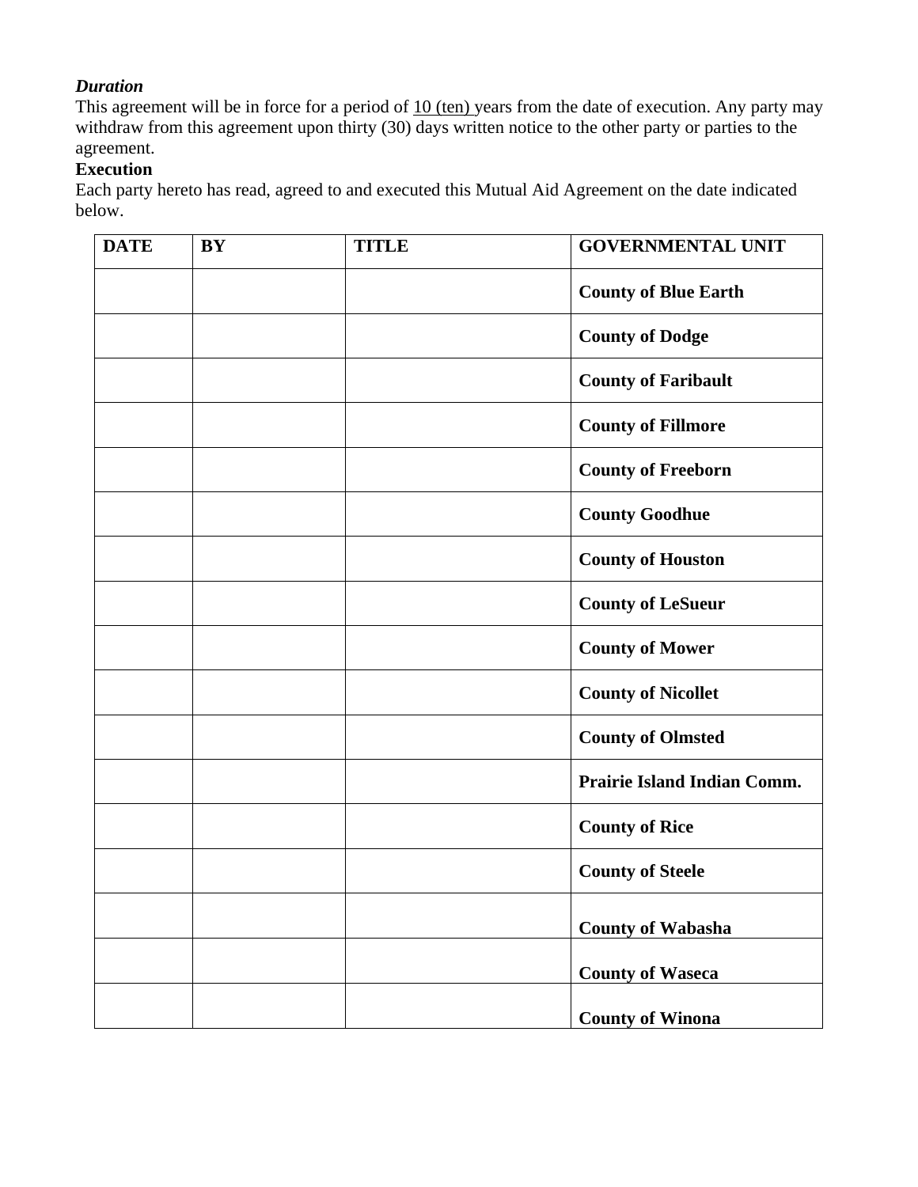### *Duration*

This agreement will be in force for a period of 10 (ten) years from the date of execution. Any party may withdraw from this agreement upon thirty (30) days written notice to the other party or parties to the agreement.

### Execution

Each party hereto has read, agreed to and executed this Mutual Aid Agreement on the date indicated below.

| DATE | BY | TITLE | GOVERNMENTAL UNIT |
|---|---|---|---|
| | | | **County of Blue Earth** |
| | | | **County of Dodge** |
| | | | **County of Faribault** |
| | | | **County of Fillmore** |
| | | | **County of Freeborn** |
| | | | **County Goodhue** |
| | | | **County of Houston** |
| | | | **County of LeSueur** |
| | | | **County of Mower** |
| | | | **County of Nicollet** |
| | | | **County of Olmsted** |
| | | | **Prairie Island Indian Comm.** |
| | | | **County of Rice** |
| | | | **County of Steele** |
| | | | **County of Wabasha** |
| | | | **County of Waseca** |
| | | | **County of Winona** |